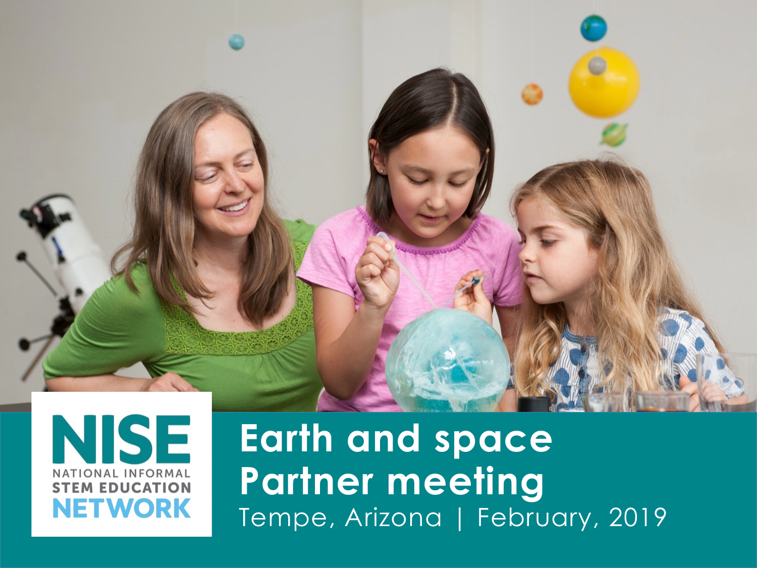NISE
NATIONAL INFORMAL
STEM EDUCATION
NETWORK

# Earth and space Partner meeting

Tempe, Arizona | February, 2019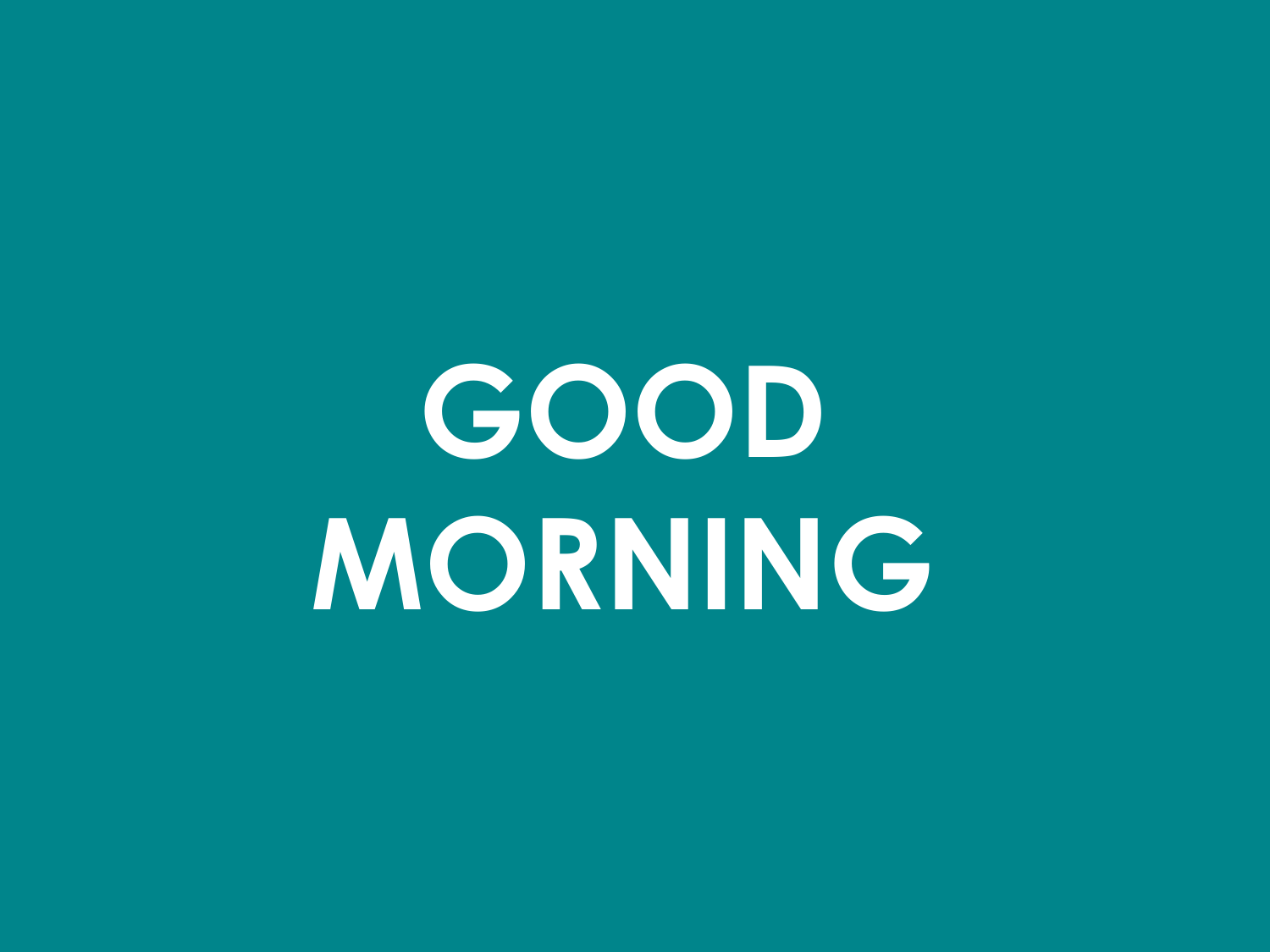# GOOD MORNING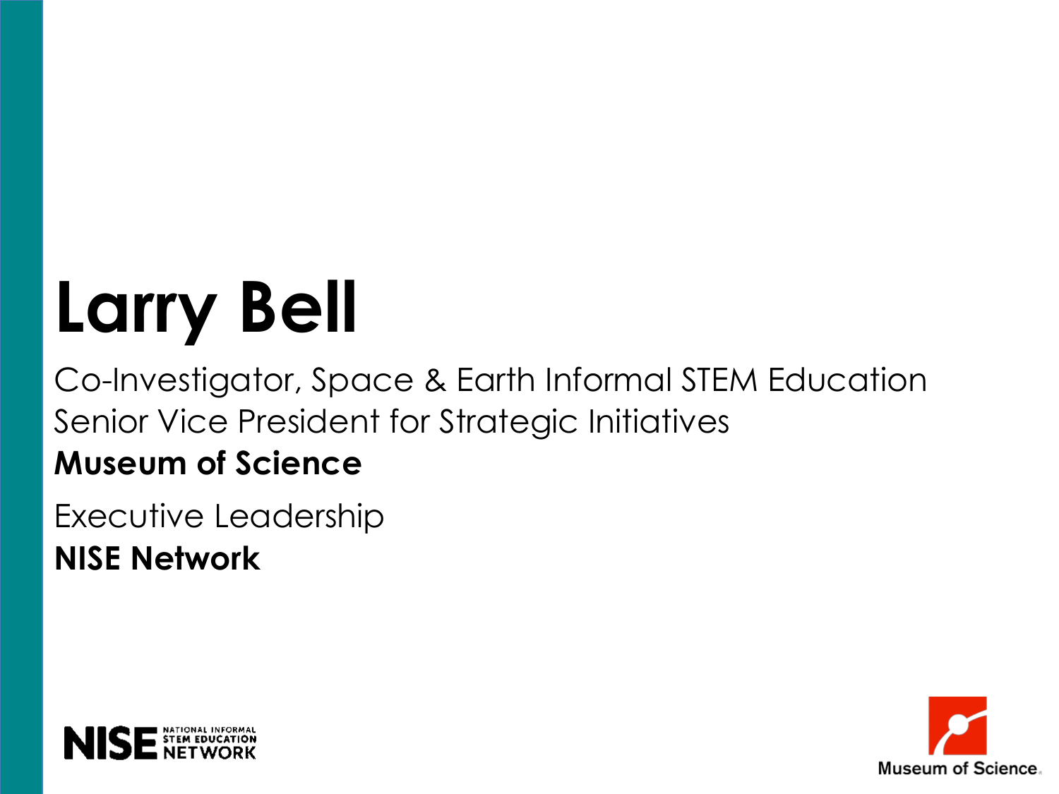# Larry Bell

Co-Investigator, Space & Earth Informal STEM Education
Senior Vice President for Strategic Initiatives
**Museum of Science**

Executive Leadership
**NISE Network**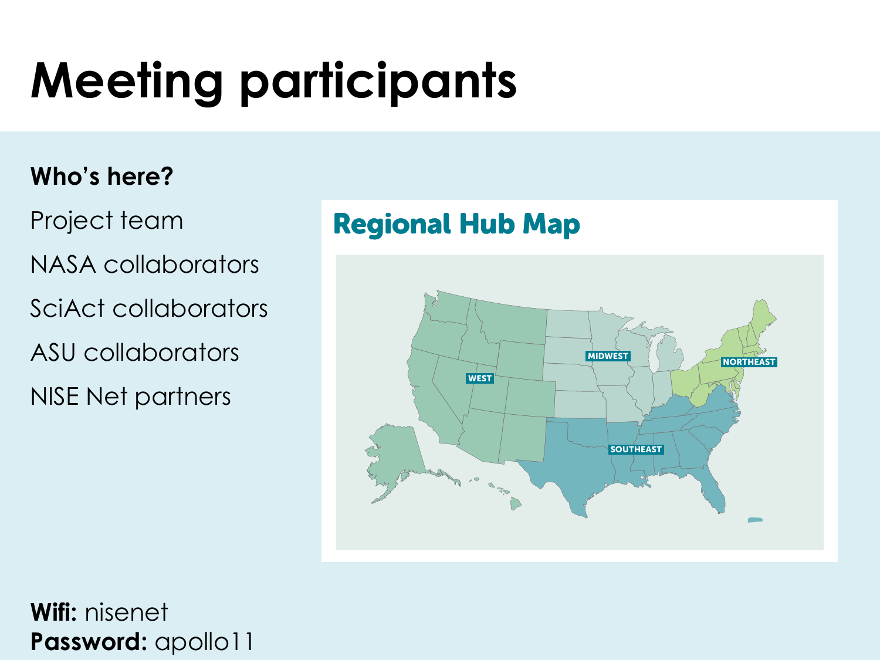# Meeting participants

**Who's here?**

Project team

NASA collaborators

SciAct collaborators

ASU collaborators

NISE Net partners

## Regional Hub Map

WEST

MIDWEST

NORTHEAST

SOUTHEAST

**Wifi:** nisenet
**Password:** apollo11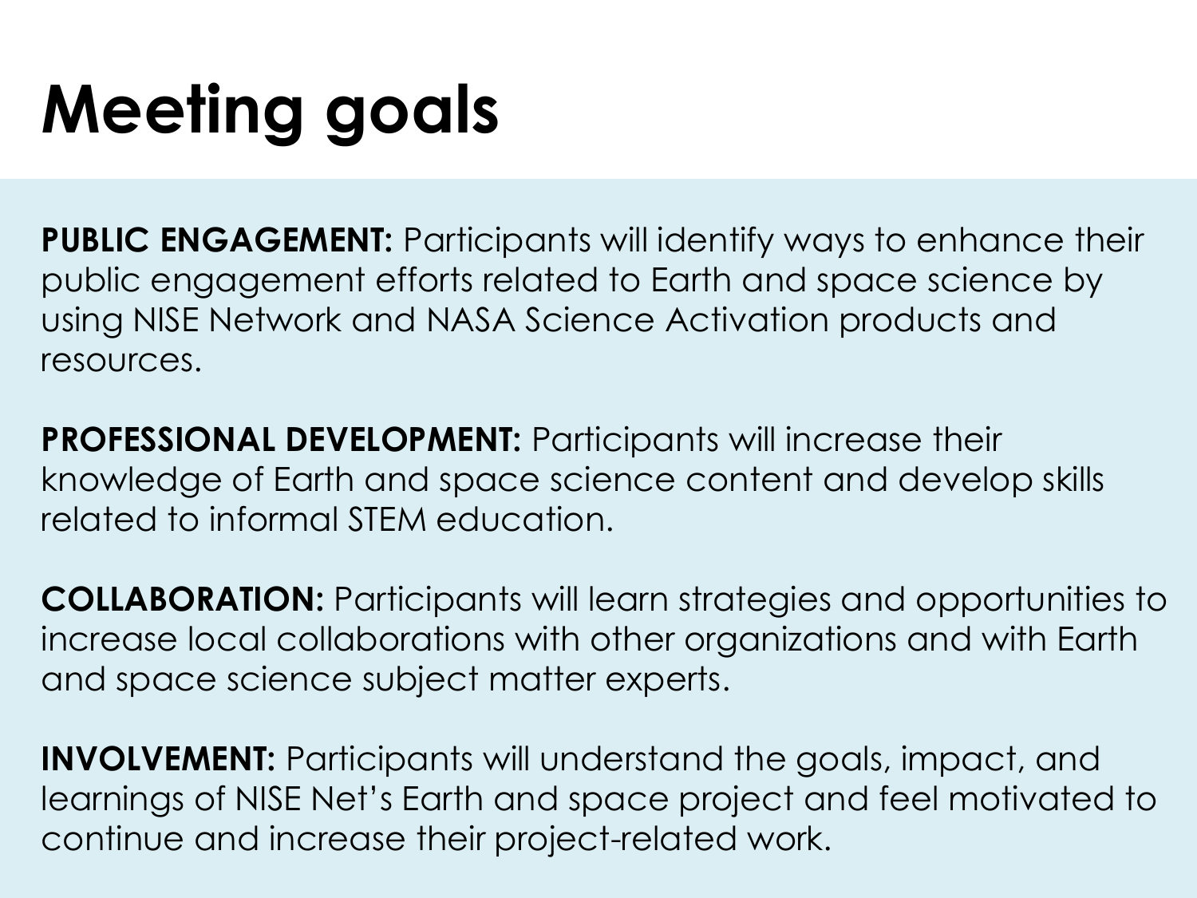# Meeting goals

**PUBLIC ENGAGEMENT:** Participants will identify ways to enhance their public engagement efforts related to Earth and space science by using NISE Network and NASA Science Activation products and resources.

**PROFESSIONAL DEVELOPMENT:** Participants will increase their knowledge of Earth and space science content and develop skills related to informal STEM education.

**COLLABORATION:** Participants will learn strategies and opportunities to increase local collaborations with other organizations and with Earth and space science subject matter experts.

**INVOLVEMENT:** Participants will understand the goals, impact, and learnings of NISE Net's Earth and space project and feel motivated to continue and increase their project-related work.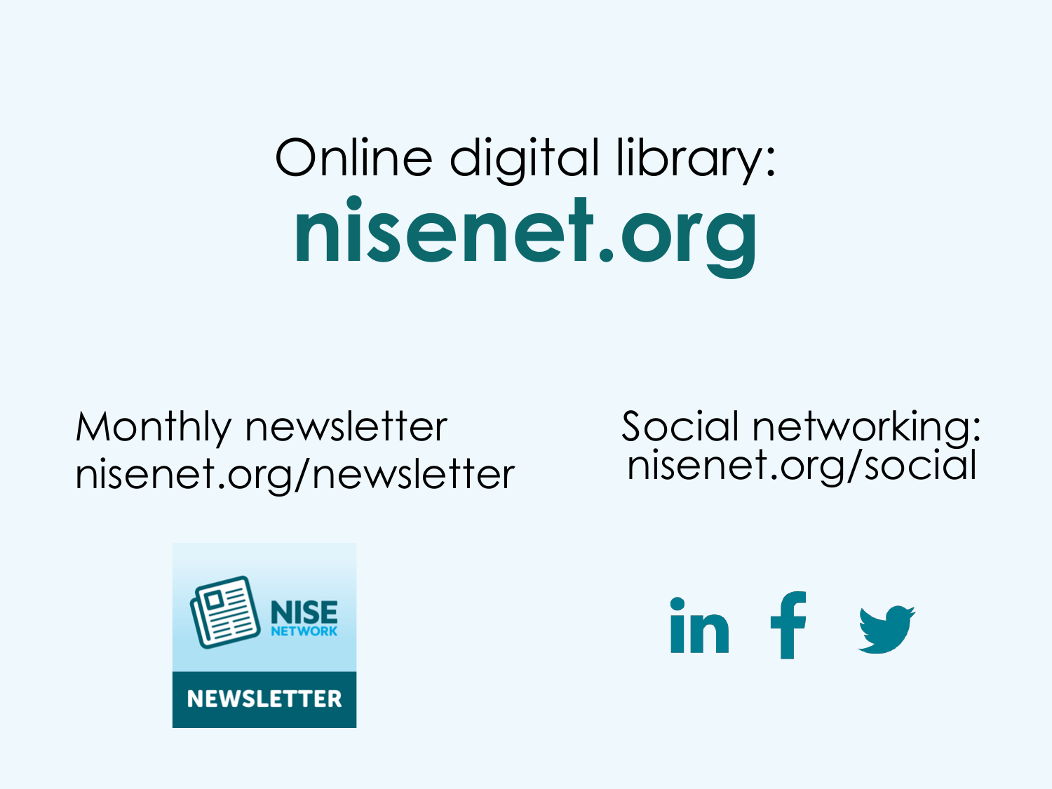Online digital library:

# nisenet.org

Monthly newsletter
nisenet.org/newsletter

Social networking:
nisenet.org/social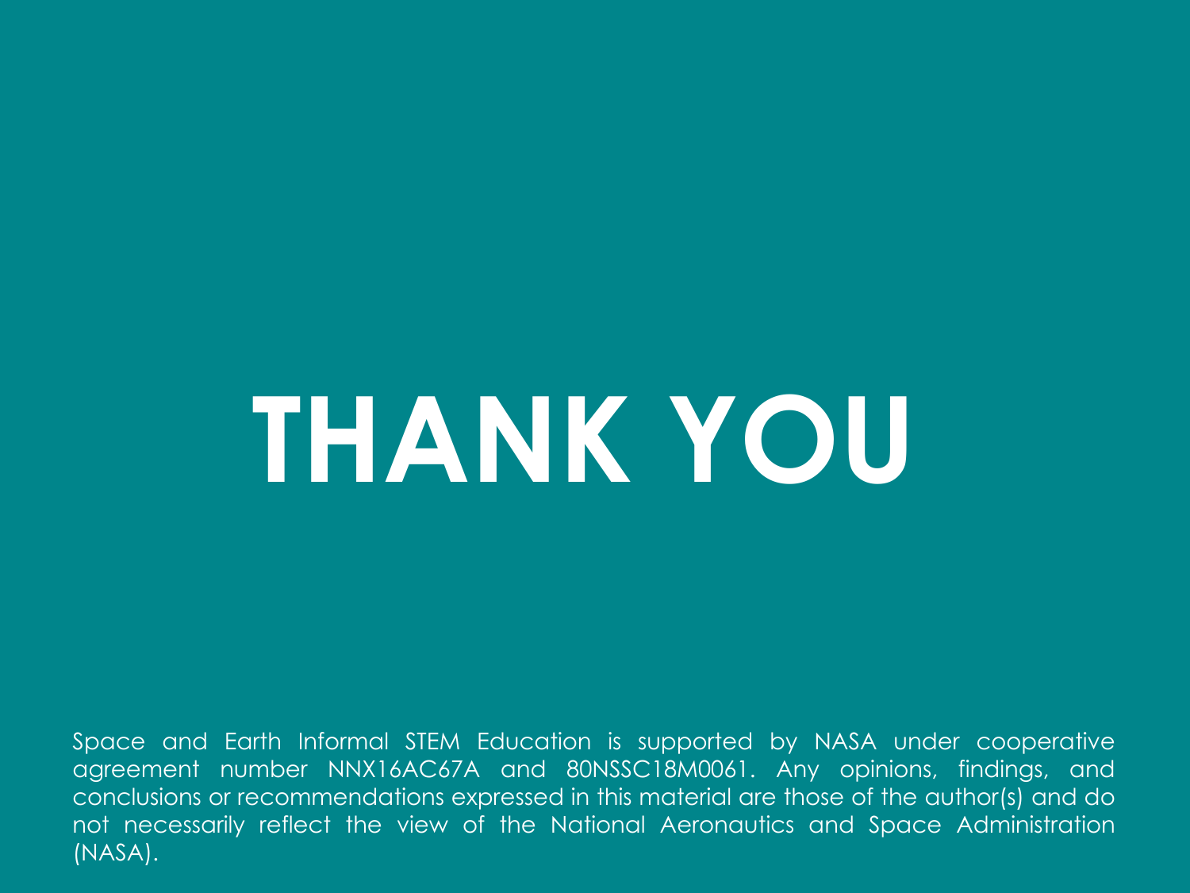# THANK YOU

Space and Earth Informal STEM Education is supported by NASA under cooperative agreement number NNX16AC67A and 80NSSC18M0061. Any opinions, findings, and conclusions or recommendations expressed in this material are those of the author(s) and do not necessarily reflect the view of the National Aeronautics and Space Administration (NASA).